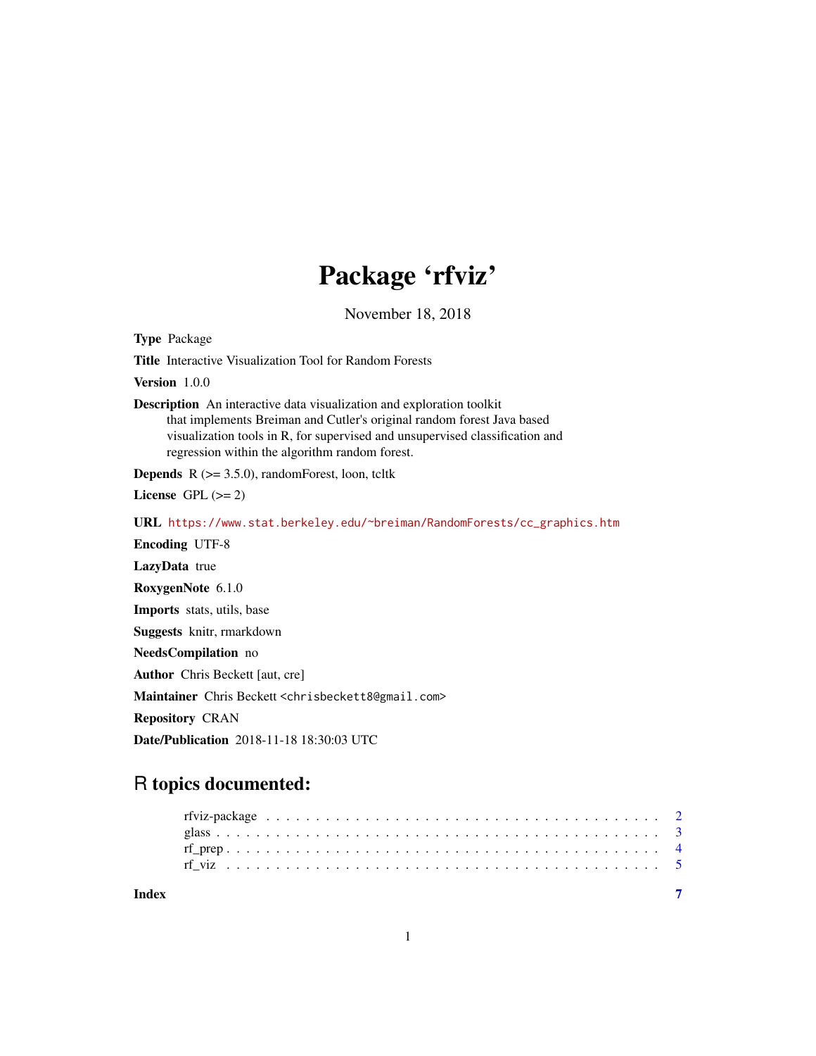# Package 'rfviz'

November 18, 2018

**Type** Package

**Title** Interactive Visualization Tool for Random Forests

**Version** 1.0.0

**Description** An interactive data visualization and exploration toolkit that implements Breiman and Cutler's original random forest Java based visualization tools in R, for supervised and unsupervised classification and regression within the algorithm random forest.

**Depends** R (>= 3.5.0), randomForest, loon, tcltk

**License** GPL (>= 2)

**URL** https://www.stat.berkeley.edu/~breiman/RandomForests/cc_graphics.htm

**Encoding** UTF-8

**LazyData** true

**RoxygenNote** 6.1.0

**Imports** stats, utils, base

**Suggests** knitr, rmarkdown

**NeedsCompilation** no

**Author** Chris Beckett [aut, cre]

**Maintainer** Chris Beckett <chrisbeckett8@gmail.com>

**Repository** CRAN

**Date/Publication** 2018-11-18 18:30:03 UTC

## R topics documented:

| | |
|---|---|
| rfviz-package | 2 |
| glass | 3 |
| rf_prep | 4 |
| rf_viz | 5 |

**Index** 7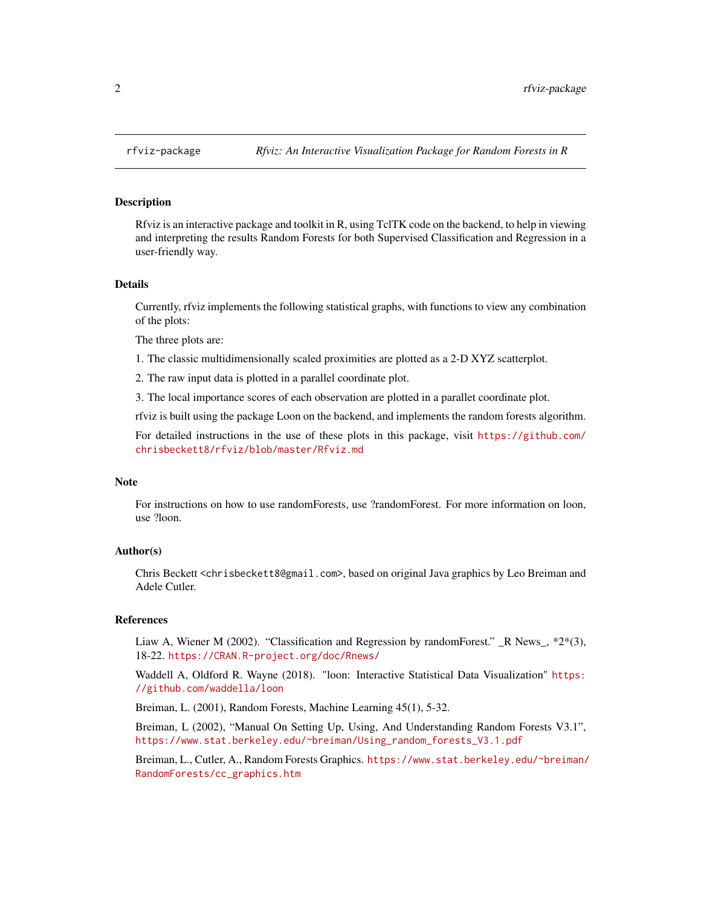rfviz-package *Rfviz: An Interactive Visualization Package for Random Forests in R*

## Description

Rfviz is an interactive package and toolkit in R, using TclTK code on the backend, to help in viewing and interpreting the results Random Forests for both Supervised Classification and Regression in a user-friendly way.

## Details

Currently, rfviz implements the following statistical graphs, with functions to view any combination of the plots:

The three plots are:

1. The classic multidimensionally scaled proximities are plotted as a 2-D XYZ scatterplot.

2. The raw input data is plotted in a parallel coordinate plot.

3. The local importance scores of each observation are plotted in a parallel coordinate plot.

rfviz is built using the package Loon on the backend, and implements the random forests algorithm.

For detailed instructions in the use of these plots in this package, visit https://github.com/chrisbeckett8/rfviz/blob/master/Rfviz.md

## Note

For instructions on how to use randomForests, use ?randomForest. For more information on loon, use ?loon.

## Author(s)

Chris Beckett <chrisbeckett8@gmail.com>, based on original Java graphics by Leo Breiman and Adele Cutler.

## References

Liaw A, Wiener M (2002). "Classification and Regression by randomForest." _R News_, *2*(3), 18-22. https://CRAN.R-project.org/doc/Rnews/

Waddell A, Oldford R. Wayne (2018). "loon: Interactive Statistical Data Visualization" https://github.com/waddella/loon

Breiman, L. (2001), Random Forests, Machine Learning 45(1), 5-32.

Breiman, L (2002), "Manual On Setting Up, Using, And Understanding Random Forests V3.1", https://www.stat.berkeley.edu/~breiman/Using_random_forests_V3.1.pdf

Breiman, L., Cutler, A., Random Forests Graphics. https://www.stat.berkeley.edu/~breiman/RandomForests/cc_graphics.htm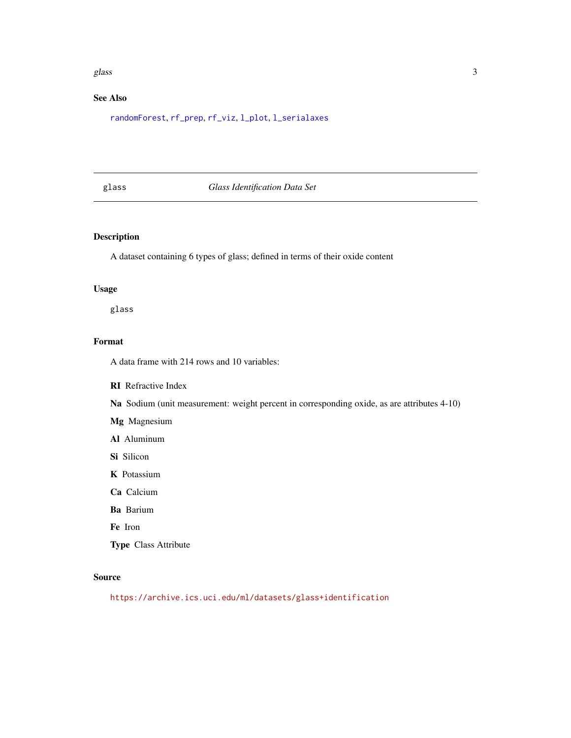## See Also

randomForest, rf_prep, rf_viz, l_plot, l_serialaxes

---

# glass — *Glass Identification Data Set*

---

## Description

A dataset containing 6 types of glass; defined in terms of their oxide content

## Usage

```
glass
```

## Format

A data frame with 214 rows and 10 variables:

**RI** Refractive Index

**Na** Sodium (unit measurement: weight percent in corresponding oxide, as are attributes 4-10)

**Mg** Magnesium

**Al** Aluminum

**Si** Silicon

**K** Potassium

**Ca** Calcium

**Ba** Barium

**Fe** Iron

**Type** Class Attribute

## Source

https://archive.ics.uci.edu/ml/datasets/glass+identification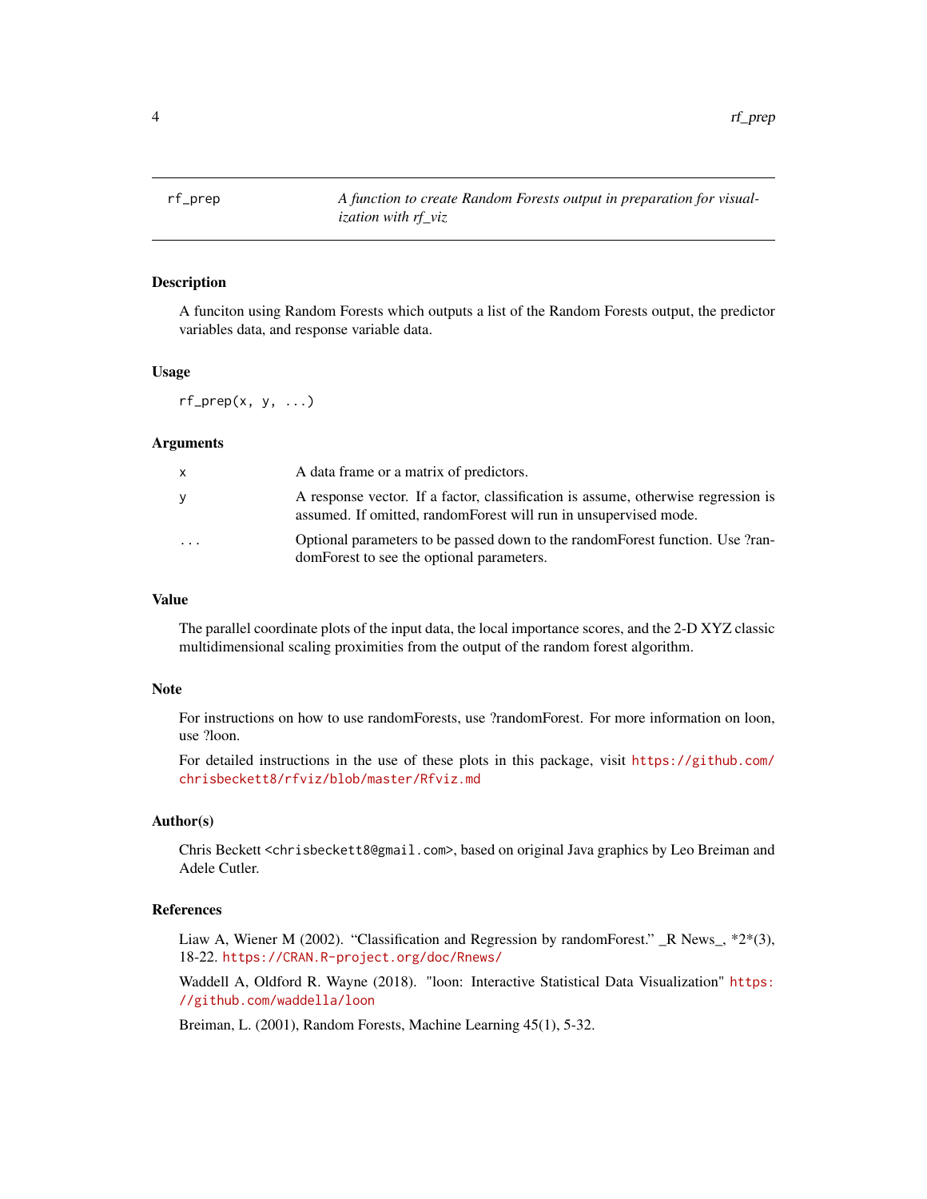## rf_prep

*A function to create Random Forests output in preparation for visualization with rf_viz*

### Description

A funciton using Random Forests which outputs a list of the Random Forests output, the predictor variables data, and response variable data.

### Usage

```
rf_prep(x, y, ...)
```

### Arguments

| | |
|---|---|
| `x` | A data frame or a matrix of predictors. |
| `y` | A response vector. If a factor, classification is assume, otherwise regression is assumed. If omitted, randomForest will run in unsupervised mode. |
| `...` | Optional parameters to be passed down to the randomForest function. Use ?randomForest to see the optional parameters. |

### Value

The parallel coordinate plots of the input data, the local importance scores, and the 2-D XYZ classic multidimensional scaling proximities from the output of the random forest algorithm.

### Note

For instructions on how to use randomForests, use ?randomForest. For more information on loon, use ?loon.

For detailed instructions in the use of these plots in this package, visit https://github.com/chrisbeckett8/rfviz/blob/master/Rfviz.md

### Author(s)

Chris Beckett <chrisbeckett8@gmail.com>, based on original Java graphics by Leo Breiman and Adele Cutler.

### References

Liaw A, Wiener M (2002). "Classification and Regression by randomForest." _R News_, *2*(3), 18-22. https://CRAN.R-project.org/doc/Rnews/

Waddell A, Oldford R. Wayne (2018). "loon: Interactive Statistical Data Visualization" https://github.com/waddella/loon

Breiman, L. (2001), Random Forests, Machine Learning 45(1), 5-32.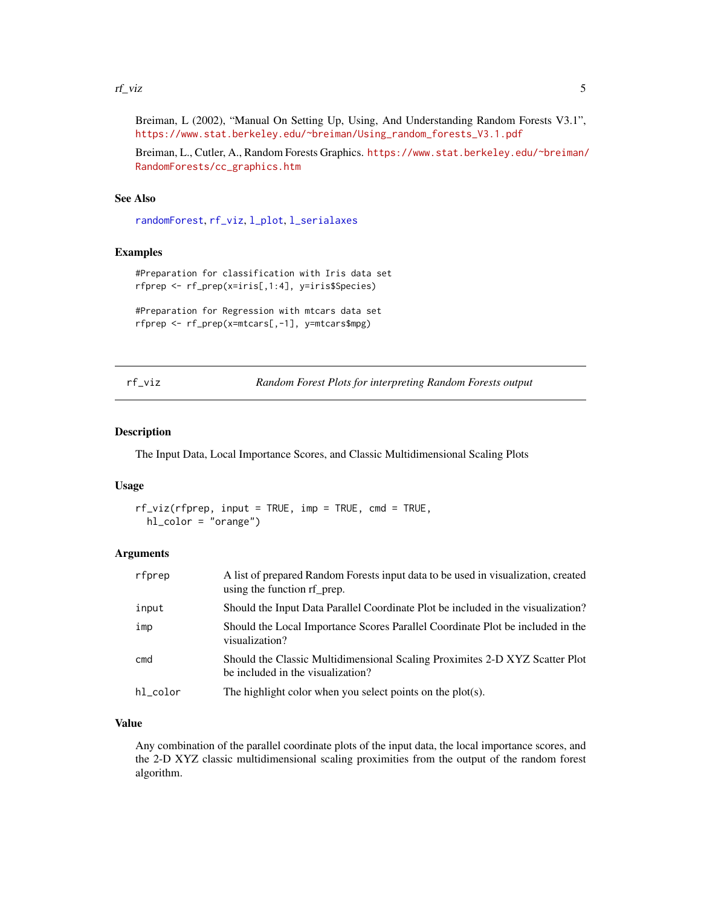Breiman, L (2002), “Manual On Setting Up, Using, And Understanding Random Forests V3.1”, https://www.stat.berkeley.edu/~breiman/Using_random_forests_V3.1.pdf

Breiman, L., Cutler, A., Random Forests Graphics. https://www.stat.berkeley.edu/~breiman/RandomForests/cc_graphics.htm

### See Also

randomForest, rf_viz, l_plot, l_serialaxes

### Examples

```
#Preparation for classification with Iris data set
rfprep <- rf_prep(x=iris[,1:4], y=iris$Species)

#Preparation for Regression with mtcars data set
rfprep <- rf_prep(x=mtcars[,-1], y=mtcars$mpg)
```

---

## rf_viz — *Random Forest Plots for interpreting Random Forests output*

---

### Description

The Input Data, Local Importance Scores, and Classic Multidimensional Scaling Plots

### Usage

```
rf_viz(rfprep, input = TRUE, imp = TRUE, cmd = TRUE,
  hl_color = "orange")
```

### Arguments

| | |
|---|---|
| rfprep | A list of prepared Random Forests input data to be used in visualization, created using the function rf_prep. |
| input | Should the Input Data Parallel Coordinate Plot be included in the visualization? |
| imp | Should the Local Importance Scores Parallel Coordinate Plot be included in the visualization? |
| cmd | Should the Classic Multidimensional Scaling Proximites 2-D XYZ Scatter Plot be included in the visualization? |
| hl_color | The highlight color when you select points on the plot(s). |

### Value

Any combination of the parallel coordinate plots of the input data, the local importance scores, and the 2-D XYZ classic multidimensional scaling proximities from the output of the random forest algorithm.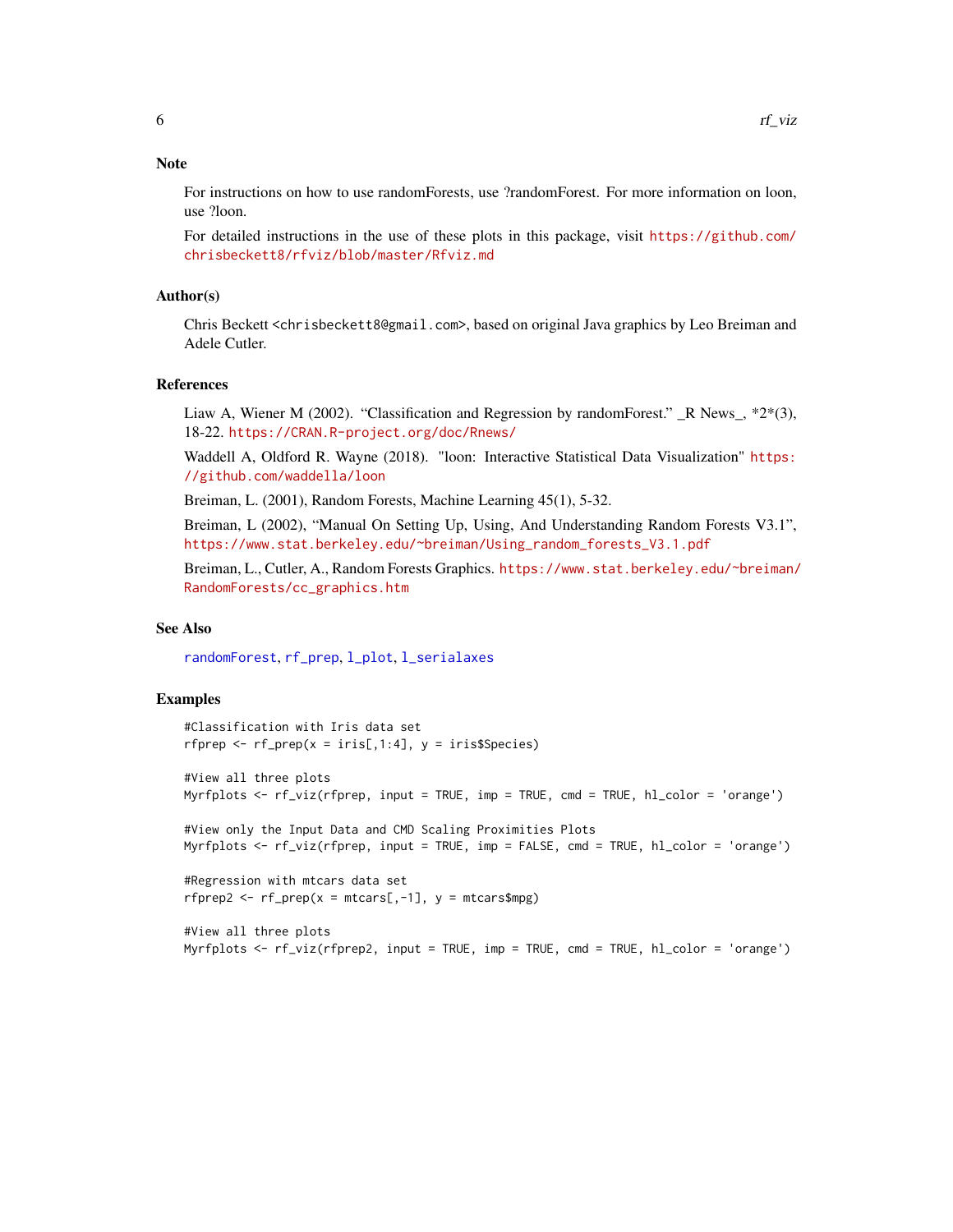## Note

For instructions on how to use randomForests, use ?randomForest. For more information on loon, use ?loon.

For detailed instructions in the use of these plots in this package, visit https://github.com/chrisbeckett8/rfviz/blob/master/Rfviz.md

## Author(s)

Chris Beckett <chrisbeckett8@gmail.com>, based on original Java graphics by Leo Breiman and Adele Cutler.

## References

Liaw A, Wiener M (2002). "Classification and Regression by randomForest." _R News_, *2*(3), 18-22. https://CRAN.R-project.org/doc/Rnews/

Waddell A, Oldford R. Wayne (2018). "loon: Interactive Statistical Data Visualization" https://github.com/waddella/loon

Breiman, L. (2001), Random Forests, Machine Learning 45(1), 5-32.

Breiman, L (2002), "Manual On Setting Up, Using, And Understanding Random Forests V3.1", https://www.stat.berkeley.edu/~breiman/Using_random_forests_V3.1.pdf

Breiman, L., Cutler, A., Random Forests Graphics. https://www.stat.berkeley.edu/~breiman/RandomForests/cc_graphics.htm

## See Also

randomForest, rf_prep, l_plot, l_serialaxes

## Examples

```
#Classification with Iris data set
rfprep <- rf_prep(x = iris[,1:4], y = iris$Species)

#View all three plots
Myrfplots <- rf_viz(rfprep, input = TRUE, imp = TRUE, cmd = TRUE, hl_color = 'orange')

#View only the Input Data and CMD Scaling Proximities Plots
Myrfplots <- rf_viz(rfprep, input = TRUE, imp = FALSE, cmd = TRUE, hl_color = 'orange')

#Regression with mtcars data set
rfprep2 <- rf_prep(x = mtcars[,-1], y = mtcars$mpg)

#View all three plots
Myrfplots <- rf_viz(rfprep2, input = TRUE, imp = TRUE, cmd = TRUE, hl_color = 'orange')
```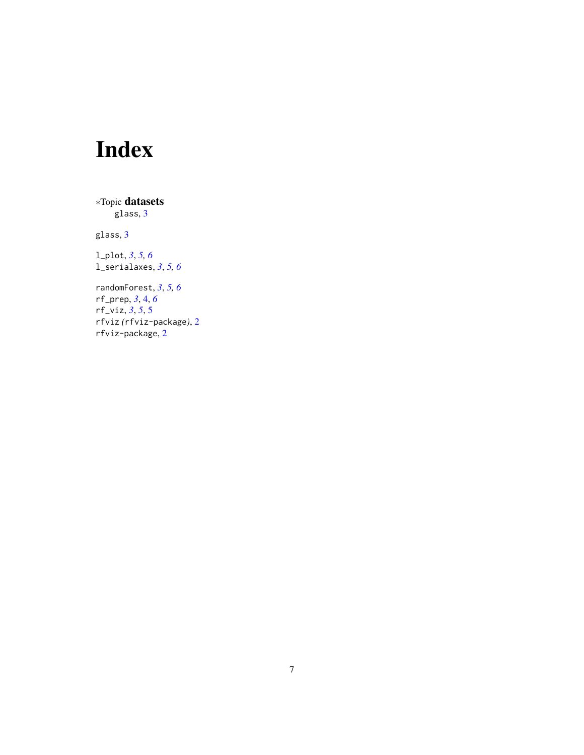# Index

∗Topic **datasets**
    glass, 3

glass, 3

l_plot, *3*, *5, 6*
l_serialaxes, *3*, *5, 6*

randomForest, *3*, *5, 6*
rf_prep, *3*, 4, *6*
rf_viz, *3*, *5*, 5
rfviz *(*rfviz-package*)*, 2
rfviz-package, 2